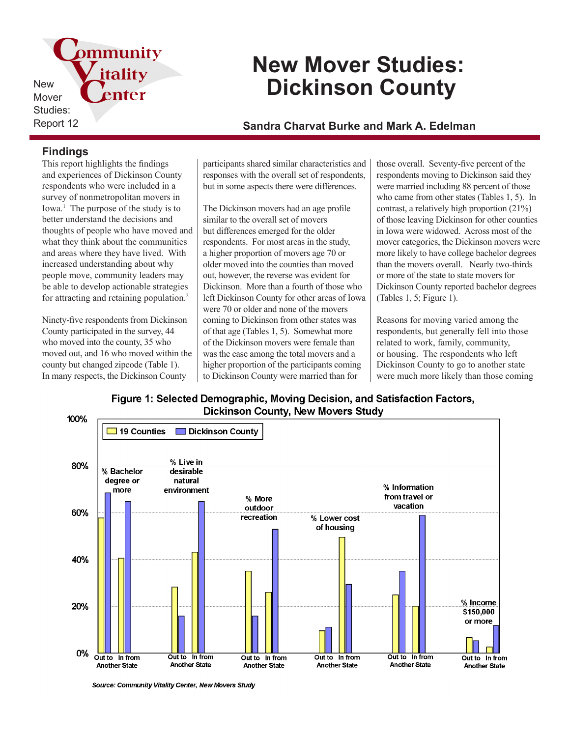New Mover Studies: Report 12

# New Mover Studies: Dickinson County

### Sandra Charvat Burke and Mark A. Edelman

## Findings

This report highlights the findings and experiences of Dickinson County respondents who were included in a survey of nonmetropolitan movers in Iowa.[1] The purpose of the study is to better understand the decisions and thoughts of people who have moved and what they think about the communities and areas where they have lived. With increased understanding about why people move, community leaders may be able to develop actionable strategies for attracting and retaining population.[2]

Ninety-five respondents from Dickinson County participated in the survey, 44 who moved into the county, 35 who moved out, and 16 who moved within the county but changed zipcode (Table 1). In many respects, the Dickinson County participants shared similar characteristics and responses with the overall set of respondents, but in some aspects there were differences.

The Dickinson movers had an age profile similar to the overall set of movers but differences emerged for the older respondents. For most areas in the study, a higher proportion of movers age 70 or older moved into the counties than moved out, however, the reverse was evident for Dickinson. More than a fourth of those who left Dickinson County for other areas of Iowa were 70 or older and none of the movers coming to Dickinson from other states was of that age (Tables 1, 5). Somewhat more of the Dickinson movers were female than was the case among the total movers and a higher proportion of the participants coming to Dickinson County were married than for those overall. Seventy-five percent of the respondents moving to Dickinson said they were married including 88 percent of those who came from other states (Tables 1, 5). In contrast, a relatively high proportion (21%) of those leaving Dickinson for other counties in Iowa were widowed. Across most of the mover categories, the Dickinson movers were more likely to have college bachelor degrees than the movers overall. Nearly two-thirds or more of the state to state movers for Dickinson County reported bachelor degrees (Tables 1, 5; Figure 1).

Reasons for moving varied among the respondents, but generally fell into those related to work, family, community, or housing. The respondents who left Dickinson County to go to another state were much more likely than those coming

**Figure 1: Selected Demographic, Moving Decision, and Satisfaction Factors, Dickinson County, New Movers Study**

| Factor | Mover type | 19 Counties | Dickinson County |
|---|---|---|---|
| % Bachelor degree or more | Out to Another State | ~58% | ~69% |
| | In from Another State | ~41% | ~65% |
| % Live in desirable natural environment | Out to Another State | ~28% | ~16% |
| | In from Another State | ~43% | ~65% |
| % More outdoor recreation | Out to Another State | ~35% | ~16% |
| | In from Another State | ~26% | ~53% |
| % Lower cost of housing | Out to Another State | ~9% | ~11% |
| | In from Another State | ~50% | ~29% |
| % Information from travel or vacation | Out to Another State | ~25% | ~35% |
| | In from Another State | ~20% | ~59% |
| % Income $150,000 or more | Out to Another State | ~7% | ~5% |
| | In from Another State | ~2% | ~12% |

*Source: Community Vitality Center, New Movers Study*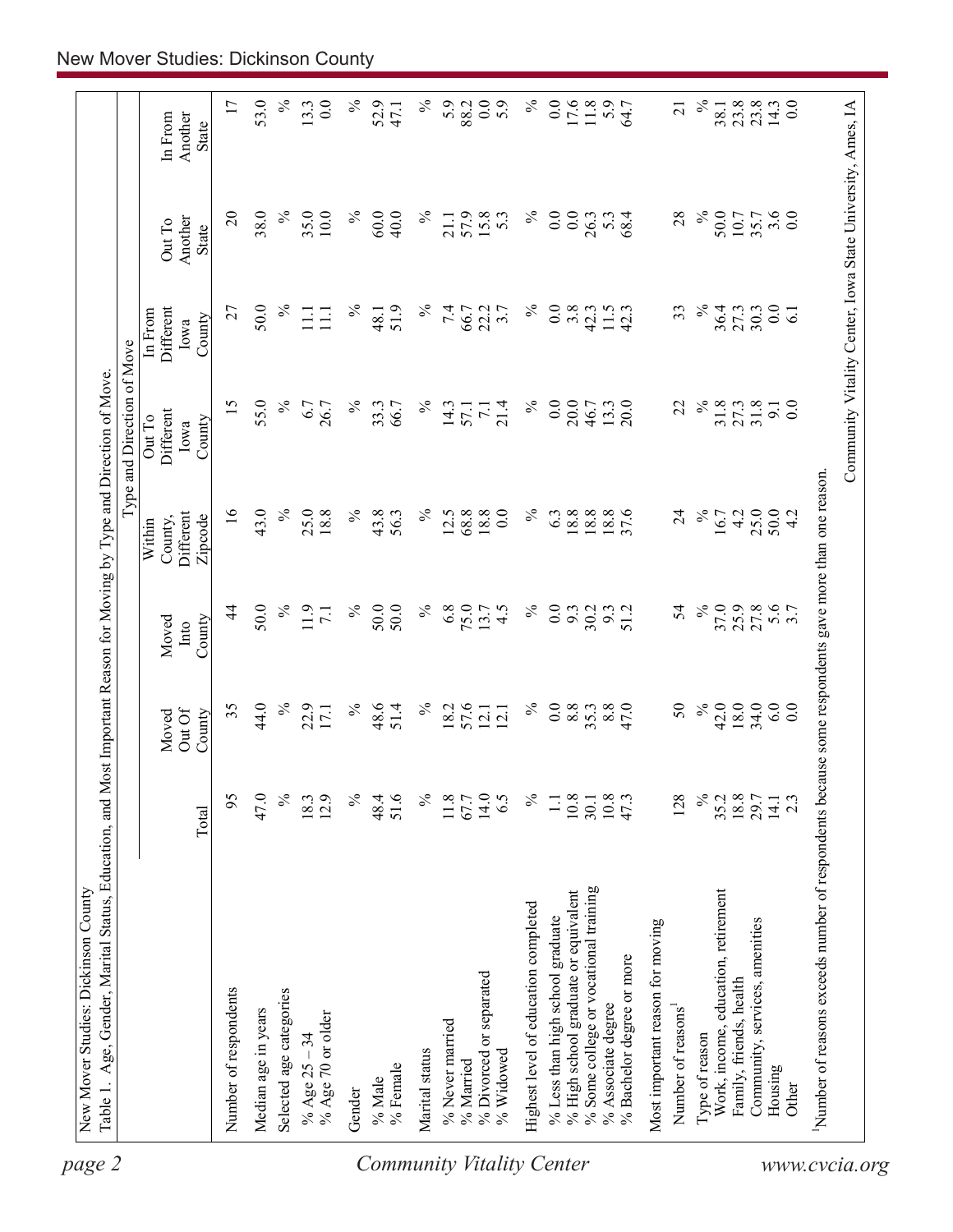New Mover Studies: Dickinson County

Table 1. Age, Gender, Marital Status, Education, and Most Important Reason for Moving by Type and Direction of Move.

| | Total | Moved Out Of County | Moved Into County | Type and Direction of Move: Within County, Different Zipcode | Out To Different Iowa County | In From Different Iowa County | Out To Another State | In From Another State |
|---|---|---|---|---|---|---|---|---|
| Number of respondents | 95 | 35 | 44 | 16 | 15 | 27 | 20 | 17 |
| Median age in years | 47.0 | 44.0 | 50.0 | 43.0 | 55.0 | 50.0 | 38.0 | 53.0 |
| Selected age categories | % | % | % | % | % | % | % | % |
| % Age 25 – 34 | 18.3 | 22.9 | 11.9 | 25.0 | 6.7 | 11.1 | 35.0 | 13.3 |
| % Age 70 or older | 12.9 | 17.1 | 7.1 | 18.8 | 26.7 | 11.1 | 10.0 | 0.0 |
| Gender | % | % | % | % | % | % | % | % |
| % Male | 48.4 | 48.6 | 50.0 | 43.8 | 33.3 | 48.1 | 60.0 | 52.9 |
| % Female | 51.6 | 51.4 | 50.0 | 56.3 | 66.7 | 51.9 | 40.0 | 47.1 |
| Marital status | % | % | % | % | % | % | % | % |
| % Never married | 11.8 | 18.2 | 6.8 | 12.5 | 14.3 | 7.4 | 21.1 | 5.9 |
| % Married | 67.7 | 57.6 | 75.0 | 68.8 | 57.1 | 66.7 | 57.9 | 88.2 |
| % Divorced or separated | 14.0 | 12.1 | 13.7 | 18.8 | 7.1 | 22.2 | 15.8 | 0.0 |
| % Widowed | 6.5 | 12.1 | 4.5 | 0.0 | 21.4 | 3.7 | 5.3 | 5.9 |
| Highest level of education completed | % | % | % | % | % | % | % | % |
| % Less than high school graduate | 1.1 | 0.0 | 0.0 | 6.3 | 0.0 | 0.0 | 0.0 | 0.0 |
| % High school graduate or equivalent | 10.8 | 8.8 | 9.3 | 18.8 | 20.0 | 3.8 | 0.0 | 17.6 |
| % Some college or vocational training | 30.1 | 35.3 | 30.2 | 18.8 | 46.7 | 42.3 | 26.3 | 11.8 |
| % Associate degree | 10.8 | 8.8 | 9.3 | 18.8 | 13.3 | 11.5 | 5.3 | 5.9 |
| % Bachelor degree or more | 47.3 | 47.0 | 51.2 | 37.6 | 20.0 | 42.3 | 68.4 | 64.7 |
| Most important reason for moving | | | | | | | | |
| Number of reasons[1] | 128 | 50 | 54 | 24 | 22 | 33 | 28 | 21 |
| Type of reason | % | % | % | % | % | % | % | % |
| Work, income, education, retirement | 35.2 | 42.0 | 37.0 | 16.7 | 31.8 | 36.4 | 50.0 | 38.1 |
| Family, friends, health | 18.8 | 18.0 | 25.9 | 4.2 | 27.3 | 27.3 | 10.7 | 23.8 |
| Community, services, amenities | 29.7 | 34.0 | 27.8 | 25.0 | 31.8 | 30.3 | 35.7 | 23.8 |
| Housing | 14.1 | 6.0 | 5.6 | 50.0 | 9.1 | 0.0 | 3.6 | 14.3 |
| Other | 2.3 | 0.0 | 3.7 | 4.2 | 0.0 | 6.1 | 0.0 | 0.0 |

[1]Number of reasons exceeds number of respondents because some respondents gave more than one reason.

Community Vitality Center, Iowa State University, Ames, IA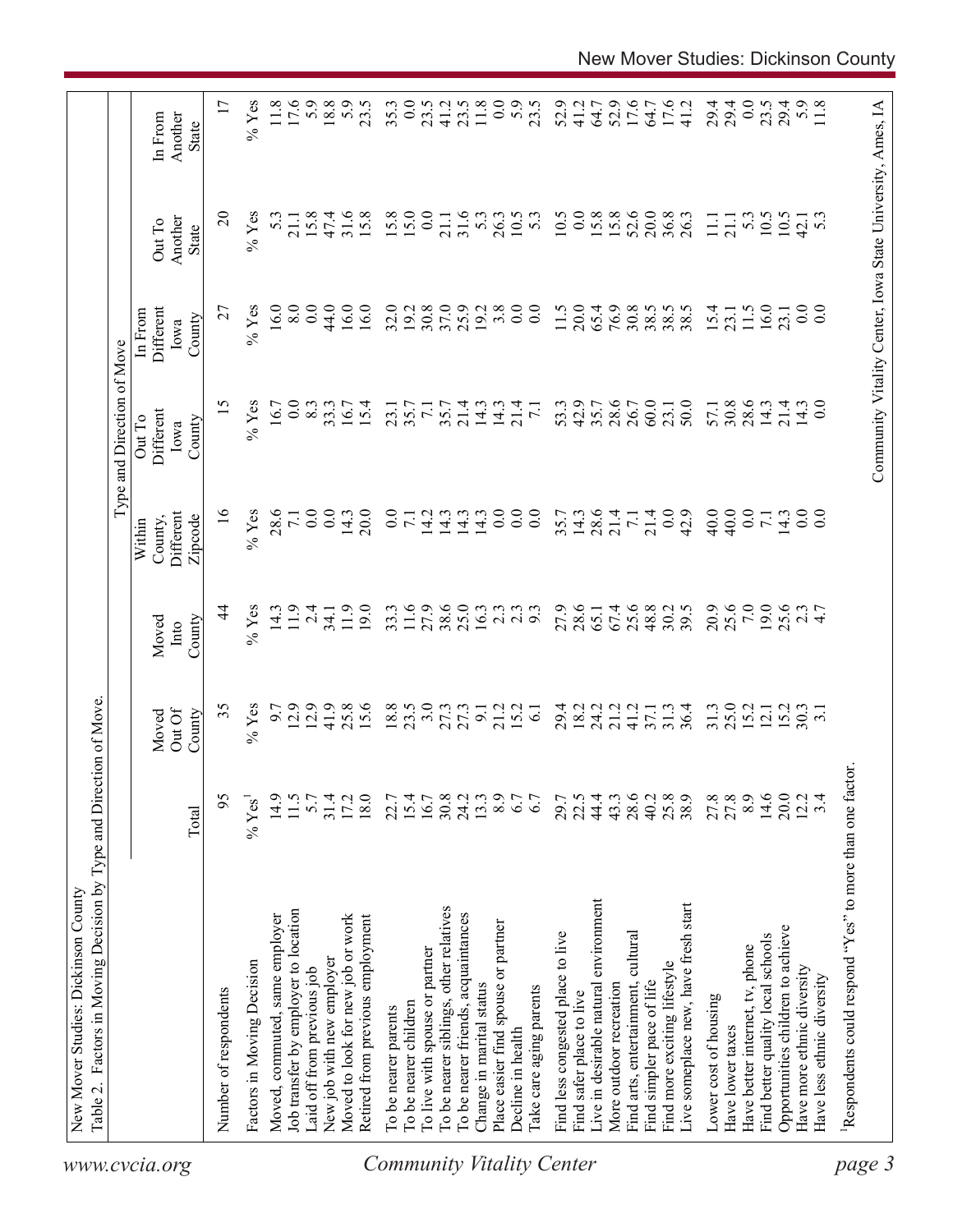New Mover Studies: Dickinson County

Table 2. Factors in Moving Decision by Type and Direction of Move.

| | | | | Type and Direction of Move | | | | |
|---|---|---|---|---|---|---|---|---|
| | Total | Moved Out Of County | Moved Into County | Within County, Different Zipcode | Out To Different Iowa County | In From Different Iowa County | Out To Another State | In From Another State |
| Number of respondents | 95 | 35 | 44 | 16 | 15 | 27 | 20 | 17 |
| Factors in Moving Decision | % Yes[1] | % Yes | % Yes | % Yes | % Yes | % Yes | % Yes | % Yes |
| Moved, commuted, same employer | 14.9 | 9.7 | 14.3 | 28.6 | 16.7 | 16.0 | 5.3 | 11.8 |
| Job transfer by employer to location | 11.5 | 12.9 | 11.9 | 7.1 | 0.0 | 8.0 | 21.1 | 17.6 |
| Laid off from previous job | 5.7 | 12.9 | 2.4 | 0.0 | 8.3 | 0.0 | 15.8 | 5.9 |
| New job with new employer | 31.4 | 41.9 | 34.1 | 0.0 | 33.3 | 44.0 | 47.4 | 18.8 |
| Moved to look for new job or work | 17.2 | 25.8 | 11.9 | 14.3 | 16.7 | 16.0 | 31.6 | 5.9 |
| Retired from previous employment | 18.0 | 15.6 | 19.0 | 20.0 | 15.4 | 16.0 | 15.8 | 23.5 |
| To be nearer parents | 22.7 | 18.8 | 33.3 | 0.0 | 23.1 | 32.0 | 15.8 | 35.3 |
| To be nearer children | 15.4 | 23.5 | 11.6 | 7.1 | 35.7 | 19.2 | 15.0 | 0.0 |
| To live with spouse or partner | 16.7 | 3.0 | 27.9 | 14.2 | 7.1 | 30.8 | 0.0 | 23.5 |
| To be nearer siblings, other relatives | 30.8 | 27.3 | 38.6 | 14.3 | 35.7 | 37.0 | 21.1 | 41.2 |
| To be nearer friends, acquaintances | 24.2 | 27.3 | 25.0 | 14.3 | 21.4 | 25.9 | 31.6 | 23.5 |
| Change in marital status | 13.3 | 9.1 | 16.3 | 14.3 | 14.3 | 19.2 | 5.3 | 11.8 |
| Place easier find spouse or partner | 8.9 | 21.2 | 2.3 | 0.0 | 14.3 | 3.8 | 26.3 | 0.0 |
| Decline in health | 6.7 | 15.2 | 2.3 | 0.0 | 21.4 | 0.0 | 10.5 | 5.9 |
| Take care aging parents | 6.7 | 6.1 | 9.3 | 0.0 | 7.1 | 0.0 | 5.3 | 23.5 |
| Find less congested place to live | 29.7 | 29.4 | 27.9 | 35.7 | 53.3 | 11.5 | 10.5 | 52.9 |
| Find safer place to live | 22.5 | 18.2 | 28.6 | 14.3 | 42.9 | 20.0 | 0.0 | 41.2 |
| Live in desirable natural environment | 44.4 | 24.2 | 65.1 | 28.6 | 35.7 | 65.4 | 15.8 | 64.7 |
| More outdoor recreation | 43.3 | 21.2 | 67.4 | 21.4 | 28.6 | 76.9 | 15.8 | 52.9 |
| Find arts, entertainment, cultural | 28.6 | 41.2 | 25.6 | 7.1 | 26.7 | 30.8 | 52.6 | 17.6 |
| Find simpler pace of life | 40.2 | 37.1 | 48.8 | 21.4 | 60.0 | 38.5 | 20.0 | 64.7 |
| Find more exciting lifestyle | 25.8 | 31.3 | 30.2 | 0.0 | 23.1 | 38.5 | 36.8 | 17.6 |
| Live someplace new, have fresh start | 38.9 | 36.4 | 39.5 | 42.9 | 50.0 | 38.5 | 26.3 | 41.2 |
| Lower cost of housing | 27.8 | 31.3 | 20.9 | 40.0 | 57.1 | 15.4 | 11.1 | 29.4 |
| Have lower taxes | 27.8 | 25.0 | 25.6 | 40.0 | 30.8 | 23.1 | 21.1 | 29.4 |
| Have better internet, tv, phone | 8.9 | 15.2 | 7.0 | 0.0 | 28.6 | 11.5 | 5.3 | 0.0 |
| Find better quality local schools | 14.6 | 12.1 | 19.0 | 7.1 | 14.3 | 16.0 | 10.5 | 23.5 |
| Opportunities children to achieve | 20.0 | 15.2 | 25.6 | 14.3 | 21.4 | 23.1 | 10.5 | 29.4 |
| Have more ethnic diversity | 12.2 | 30.3 | 2.3 | 0.0 | 14.3 | 0.0 | 42.1 | 5.9 |
| Have less ethnic diversity | 3.4 | 3.1 | 4.7 | 0.0 | 0.0 | 0.0 | 5.3 | 11.8 |

[1]Respondents could respond "Yes" to more than one factor.

Community Vitality Center, Iowa State University, Ames, IA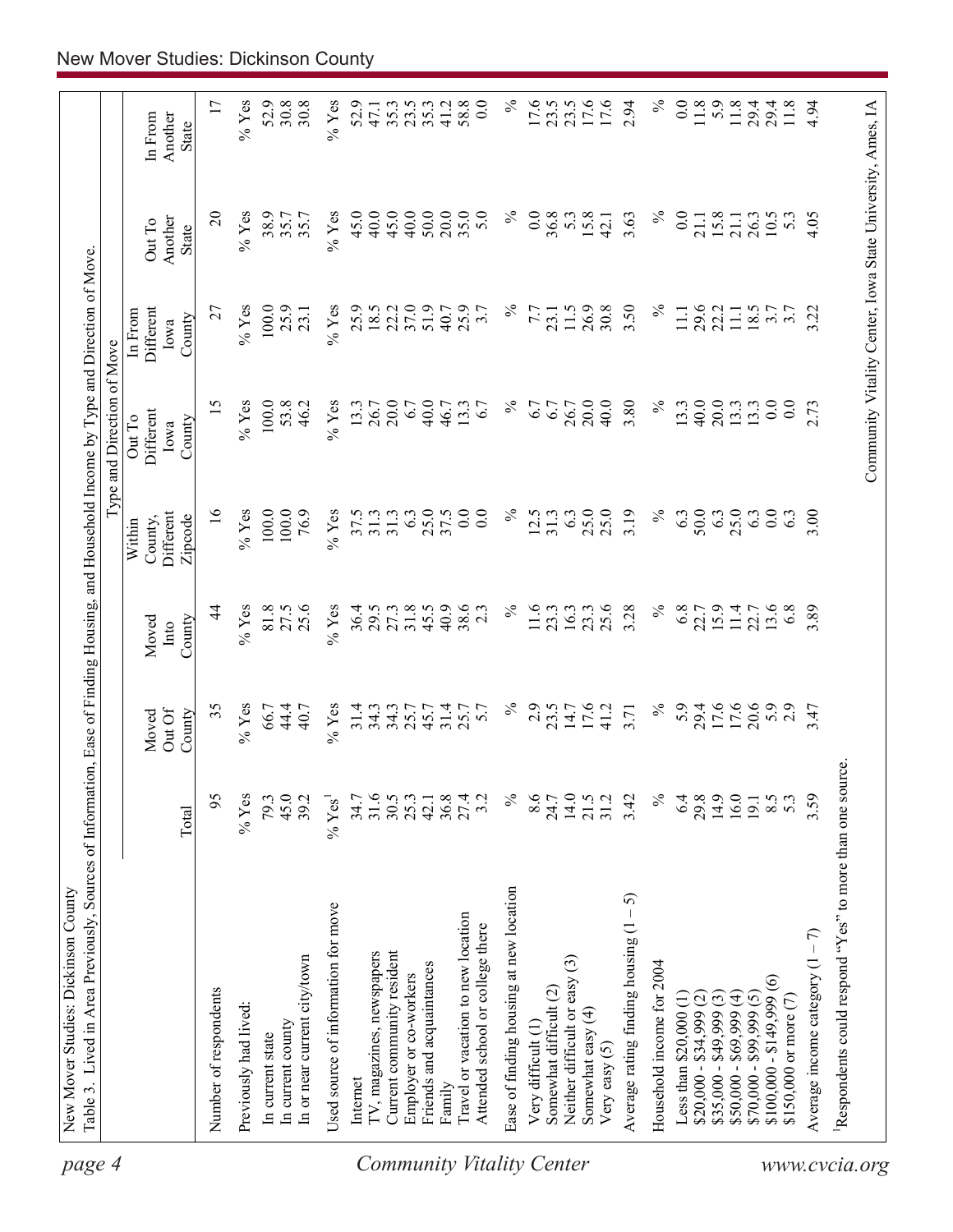New Mover Studies: Dickinson County

Table 3. Lived in Area Previously, Sources of Information, Ease of Finding Housing, and Household Income by Type and Direction of Move.

| | Total | Moved Out Of County | Moved Into County | Within County, Different Zipcode | Out To Different Iowa County | In From Different Iowa County | Out To Another State | In From Another State |
|---|---|---|---|---|---|---|---|---|
| | | | | Type and Direction of Move | | | | |
| Number of respondents | 95 | 35 | 44 | 16 | 15 | 27 | 20 | 17 |
| Previously had lived: | % Yes | % Yes | % Yes | % Yes | % Yes | % Yes | % Yes | % Yes |
| In current state | 79.3 | 66.7 | 81.8 | 100.0 | 100.0 | 100.0 | 38.9 | 52.9 |
| In current county | 45.0 | 44.4 | 27.5 | 100.0 | 53.8 | 25.9 | 35.7 | 30.8 |
| In or near current city/town | 39.2 | 40.7 | 25.6 | 76.9 | 46.2 | 23.1 | 35.7 | 30.8 |
| Used source of information for move | % Yes[1] | % Yes | % Yes | % Yes | % Yes | % Yes | % Yes | % Yes |
| Internet | 34.7 | 31.4 | 36.4 | 37.5 | 13.3 | 25.9 | 45.0 | 52.9 |
| TV, magazines, newspapers | 31.6 | 34.3 | 29.5 | 31.3 | 26.7 | 18.5 | 40.0 | 47.1 |
| Current community resident | 30.5 | 34.3 | 27.3 | 31.3 | 20.0 | 22.2 | 45.0 | 35.3 |
| Employer or co-workers | 25.3 | 25.7 | 31.8 | 6.3 | 6.7 | 37.0 | 40.0 | 23.5 |
| Friends and acquaintances | 42.1 | 45.7 | 45.5 | 25.0 | 40.0 | 51.9 | 50.0 | 35.3 |
| Family | 36.8 | 31.4 | 40.9 | 37.5 | 46.7 | 40.7 | 20.0 | 41.2 |
| Travel or vacation to new location | 27.4 | 25.7 | 38.6 | 0.0 | 13.3 | 25.9 | 35.0 | 58.8 |
| Attended school or college there | 3.2 | 5.7 | 2.3 | 0.0 | 6.7 | 3.7 | 5.0 | 0.0 |
| Ease of finding housing at new location | % | % | % | % | % | % | % | % |
| Very difficult (1) | 8.6 | 2.9 | 11.6 | 12.5 | 6.7 | 7.7 | 0.0 | 17.6 |
| Somewhat difficult (2) | 24.7 | 23.5 | 23.3 | 31.3 | 6.7 | 23.1 | 36.8 | 23.5 |
| Neither difficult or easy (3) | 14.0 | 14.7 | 16.3 | 6.3 | 26.7 | 11.5 | 5.3 | 23.5 |
| Somewhat easy (4) | 21.5 | 17.6 | 23.3 | 25.0 | 20.0 | 26.9 | 15.8 | 17.6 |
| Very easy (5) | 31.2 | 41.2 | 25.6 | 25.0 | 40.0 | 30.8 | 42.1 | 17.6 |
| Average rating finding housing (1 – 5) | 3.42 | 3.71 | 3.28 | 3.19 | 3.80 | 3.50 | 3.63 | 2.94 |
| Household income for 2004 | % | % | % | % | % | % | % | % |
| Less than $20,000 (1) | 6.4 | 5.9 | 6.8 | 6.3 | 13.3 | 11.1 | 0.0 | 0.0 |
| $20,000 - $34,999 (2) | 29.8 | 29.4 | 22.7 | 50.0 | 40.0 | 29.6 | 21.1 | 11.8 |
| $35,000 - $49,999 (3) | 14.9 | 17.6 | 15.9 | 6.3 | 20.0 | 22.2 | 15.8 | 5.9 |
| $50,000 - $69,999 (4) | 16.0 | 17.6 | 11.4 | 25.0 | 13.3 | 11.1 | 21.1 | 11.8 |
| $70,000 - $99,999 (5) | 19.1 | 20.6 | 22.7 | 6.3 | 13.3 | 18.5 | 26.3 | 29.4 |
| $100,000 - $149,999 (6) | 8.5 | 5.9 | 13.6 | 0.0 | 0.0 | 3.7 | 10.5 | 29.4 |
| $150,000 or more (7) | 5.3 | 2.9 | 6.8 | 6.3 | 0.0 | 3.7 | 5.3 | 11.8 |
| Average income category (1 – 7) | 3.59 | 3.47 | 3.89 | 3.00 | 2.73 | 3.22 | 4.05 | 4.94 |

[1]Respondents could respond "Yes" to more than one source.

Community Vitality Center, Iowa State University, Ames, IA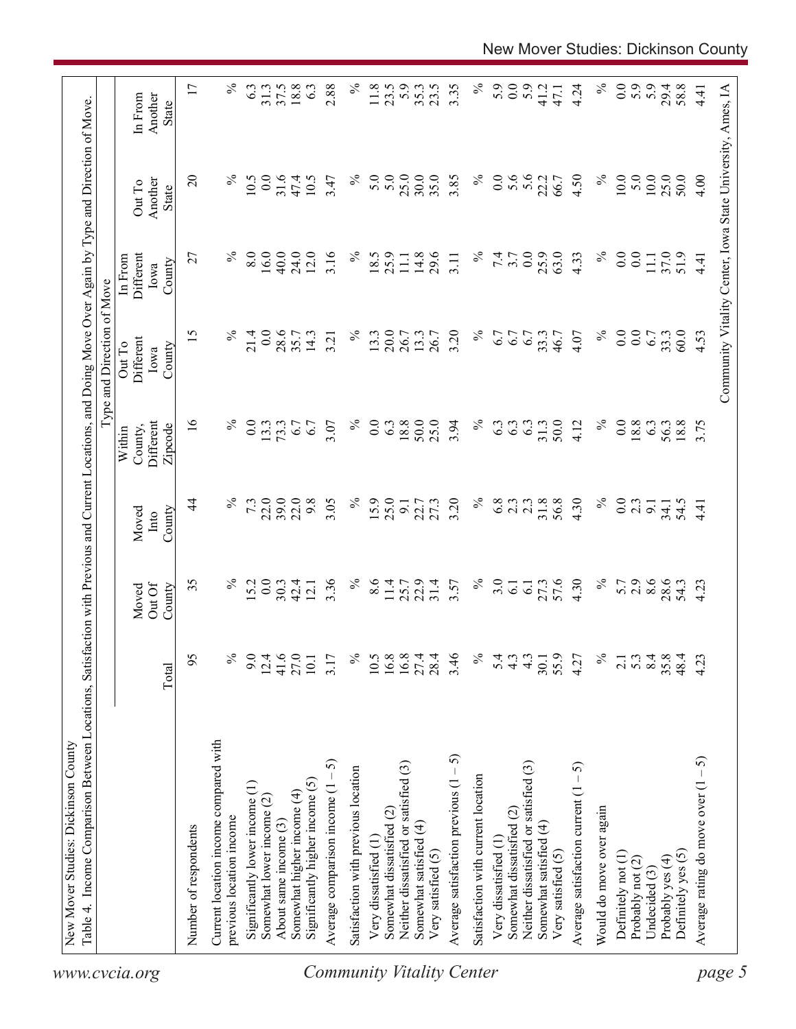New Mover Studies: Dickinson County

Table 4. Income Comparison Between Locations, Satisfaction with Previous and Current Locations, and Doing Move Over Again by Type and Direction of Move.

| | Total | Moved Out Of County | Moved Into County | Type and Direction of Move: Within County, Different Zipcode | Out To Different Iowa County | In From Different Iowa County | Out To Another State | In From Another State |
|---|---|---|---|---|---|---|---|---|
| Number of respondents | 95 | 35 | 44 | 16 | 15 | 27 | 20 | 17 |
| Current location income compared with previous location income | % | % | % | % | % | % | % | % |
| Significantly lower income (1) | 9.0 | 15.2 | 7.3 | 0.0 | 21.4 | 8.0 | 10.5 | 6.3 |
| Somewhat lower income (2) | 12.4 | 0.0 | 22.0 | 13.3 | 0.0 | 16.0 | 0.0 | 31.3 |
| About same income (3) | 41.6 | 30.3 | 39.0 | 73.3 | 28.6 | 40.0 | 31.6 | 37.5 |
| Somewhat higher income (4) | 27.0 | 42.4 | 22.0 | 6.7 | 35.7 | 24.0 | 47.4 | 18.8 |
| Significantly higher income (5) | 10.1 | 12.1 | 9.8 | 6.7 | 14.3 | 12.0 | 10.5 | 6.3 |
| Average comparison income (1 – 5) | 3.17 | 3.36 | 3.05 | 3.07 | 3.21 | 3.16 | 3.47 | 2.88 |
| Satisfaction with previous location | % | % | % | % | % | % | % | % |
| Very dissatisfied (1) | 10.5 | 8.6 | 15.9 | 0.0 | 13.3 | 18.5 | 5.0 | 11.8 |
| Somewhat dissatisfied (2) | 16.8 | 11.4 | 25.0 | 6.3 | 20.0 | 25.9 | 5.0 | 23.5 |
| Neither dissatisfied or satisfied (3) | 16.8 | 25.7 | 9.1 | 18.8 | 26.7 | 11.1 | 25.0 | 5.9 |
| Somewhat satisfied (4) | 27.4 | 22.9 | 22.7 | 50.0 | 13.3 | 14.8 | 30.0 | 35.3 |
| Very satisfied (5) | 28.4 | 31.4 | 27.3 | 25.0 | 26.7 | 29.6 | 35.0 | 23.5 |
| Average satisfaction previous (1 – 5) | 3.46 | 3.57 | 3.20 | 3.94 | 3.20 | 3.11 | 3.85 | 3.35 |
| Satisfaction with current location | % | % | % | % | % | % | % | % |
| Very dissatisfied (1) | 5.4 | 3.0 | 6.8 | 6.3 | 6.7 | 7.4 | 0.0 | 5.9 |
| Somewhat dissatisfied (2) | 4.3 | 6.1 | 2.3 | 6.3 | 6.7 | 3.7 | 5.6 | 0.0 |
| Neither dissatisfied or satisfied (3) | 4.3 | 6.1 | 2.3 | 6.3 | 6.7 | 0.0 | 5.6 | 5.9 |
| Somewhat satisfied (4) | 30.1 | 27.3 | 31.8 | 31.3 | 33.3 | 25.9 | 22.2 | 41.2 |
| Very satisfied (5) | 55.9 | 57.6 | 56.8 | 50.0 | 46.7 | 63.0 | 66.7 | 47.1 |
| Average satisfaction current (1 – 5) | 4.27 | 4.30 | 4.30 | 4.12 | 4.07 | 4.33 | 4.50 | 4.24 |
| Would do move over again | % | % | % | % | % | % | % | % |
| Definitely not (1) | 2.1 | 5.7 | 0.0 | 0.0 | 0.0 | 0.0 | 10.0 | 0.0 |
| Probably not (2) | 5.3 | 2.9 | 2.3 | 18.8 | 0.0 | 0.0 | 5.0 | 5.9 |
| Undecided (3) | 8.4 | 8.6 | 9.1 | 6.3 | 6.7 | 11.1 | 10.0 | 5.9 |
| Probably yes (4) | 35.8 | 28.6 | 34.1 | 56.3 | 33.3 | 37.0 | 25.0 | 29.4 |
| Definitely yes (5) | 48.4 | 54.3 | 54.5 | 18.8 | 60.0 | 51.9 | 50.0 | 58.8 |
| Average rating do move over (1 – 5) | 4.23 | 4.23 | 4.41 | 3.75 | 4.53 | 4.41 | 4.00 | 4.41 |

Community Vitality Center, Iowa State University, Ames, IA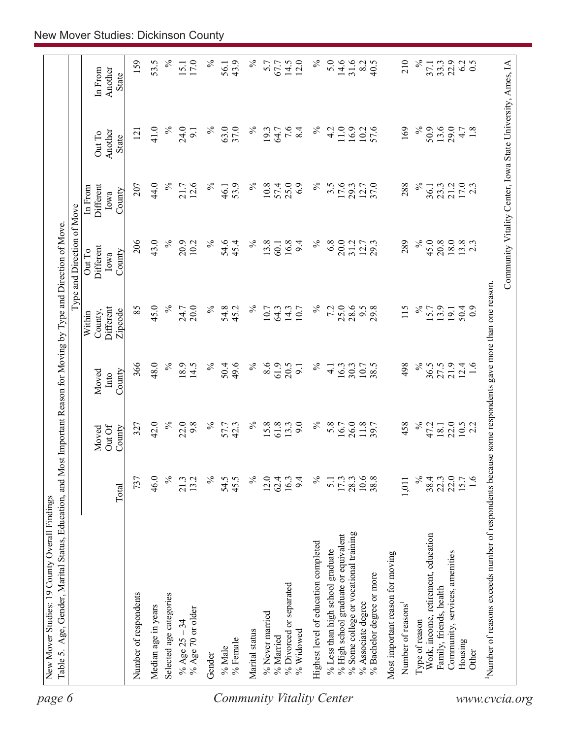New Mover Studies: 19 County Overall Findings

Table 5. Age, Gender, Marital Status, Education, and Most Important Reason for Moving by Type and Direction of Move.

| | Total | Moved Out Of County | Moved Into County | Type and Direction of Move: Within County, Different Zipcode | Out To Different Iowa County | In From Different Iowa County | Out To Another State | In From Another State |
|---|---|---|---|---|---|---|---|---|
| Number of respondents | 737 | 327 | 366 | 85 | 206 | 207 | 121 | 159 |
| Median age in years | 46.0 | 42.0 | 48.0 | 45.0 | 43.0 | 44.0 | 41.0 | 53.5 |
| Selected age categories | % | % | % | % | % | % | % | % |
| % Age 25 – 34 | 21.3 | 22.0 | 18.9 | 24.7 | 20.9 | 21.7 | 24.0 | 15.1 |
| % Age 70 or older | 13.2 | 9.8 | 14.5 | 20.0 | 10.2 | 12.6 | 9.1 | 17.0 |
| Gender | % | % | % | % | % | % | % | % |
| % Male | 54.5 | 57.7 | 50.4 | 54.8 | 54.6 | 46.1 | 63.0 | 56.1 |
| % Female | 45.5 | 42.3 | 49.6 | 45.2 | 45.4 | 53.9 | 37.0 | 43.9 |
| Marital status | % | % | % | % | % | % | % | % |
| % Never married | 12.0 | 15.8 | 8.6 | 10.7 | 13.8 | 10.8 | 19.3 | 5.7 |
| % Married | 62.4 | 61.8 | 61.9 | 64.3 | 60.1 | 57.4 | 64.7 | 67.7 |
| % Divorced or separated | 16.3 | 13.3 | 20.5 | 14.3 | 16.8 | 25.0 | 7.6 | 14.5 |
| % Widowed | 9.4 | 9.0 | 9.1 | 10.7 | 9.4 | 6.9 | 8.4 | 12.0 |
| Highest level of education completed | % | % | % | % | % | % | % | % |
| % Less than high school graduate | 5.1 | 5.8 | 4.1 | 7.2 | 6.8 | 3.5 | 4.2 | 5.0 |
| % High school graduate or equivalent | 17.3 | 16.7 | 16.3 | 25.0 | 20.0 | 17.6 | 11.0 | 14.6 |
| % Some college or vocational training | 28.3 | 26.0 | 30.3 | 28.6 | 31.2 | 29.3 | 16.9 | 31.6 |
| % Associate degree | 10.6 | 11.8 | 10.7 | 9.5 | 12.7 | 12.7 | 10.2 | 8.2 |
| % Bachelor degree or more | 38.8 | 39.7 | 38.5 | 29.8 | 29.3 | 37.0 | 57.6 | 40.5 |
| Most important reason for moving | | | | | | | | |
| Number of reasons[1] | 1,011 | 458 | 498 | 115 | 289 | 288 | 169 | 210 |
| Type of reason | % | % | % | % | % | % | % | % |
| Work, income, retirement, education | 38.4 | 47.2 | 36.5 | 15.7 | 45.0 | 36.1 | 50.9 | 37.1 |
| Family, friends, health | 22.3 | 18.1 | 27.5 | 13.9 | 20.8 | 23.3 | 13.6 | 33.3 |
| Community, services, amenities | 22.0 | 22.0 | 21.9 | 19.1 | 18.0 | 21.2 | 29.0 | 22.9 |
| Housing | 15.7 | 10.5 | 12.4 | 50.4 | 13.8 | 17.0 | 4.7 | 6.2 |
| Other | 1.6 | 2.2 | 1.6 | 0.9 | 2.3 | 2.3 | 1.8 | 0.5 |

[1]Number of reasons exceeds number of respondents because some respondents gave more than one reason.

Community Vitality Center, Iowa State University, Ames, IA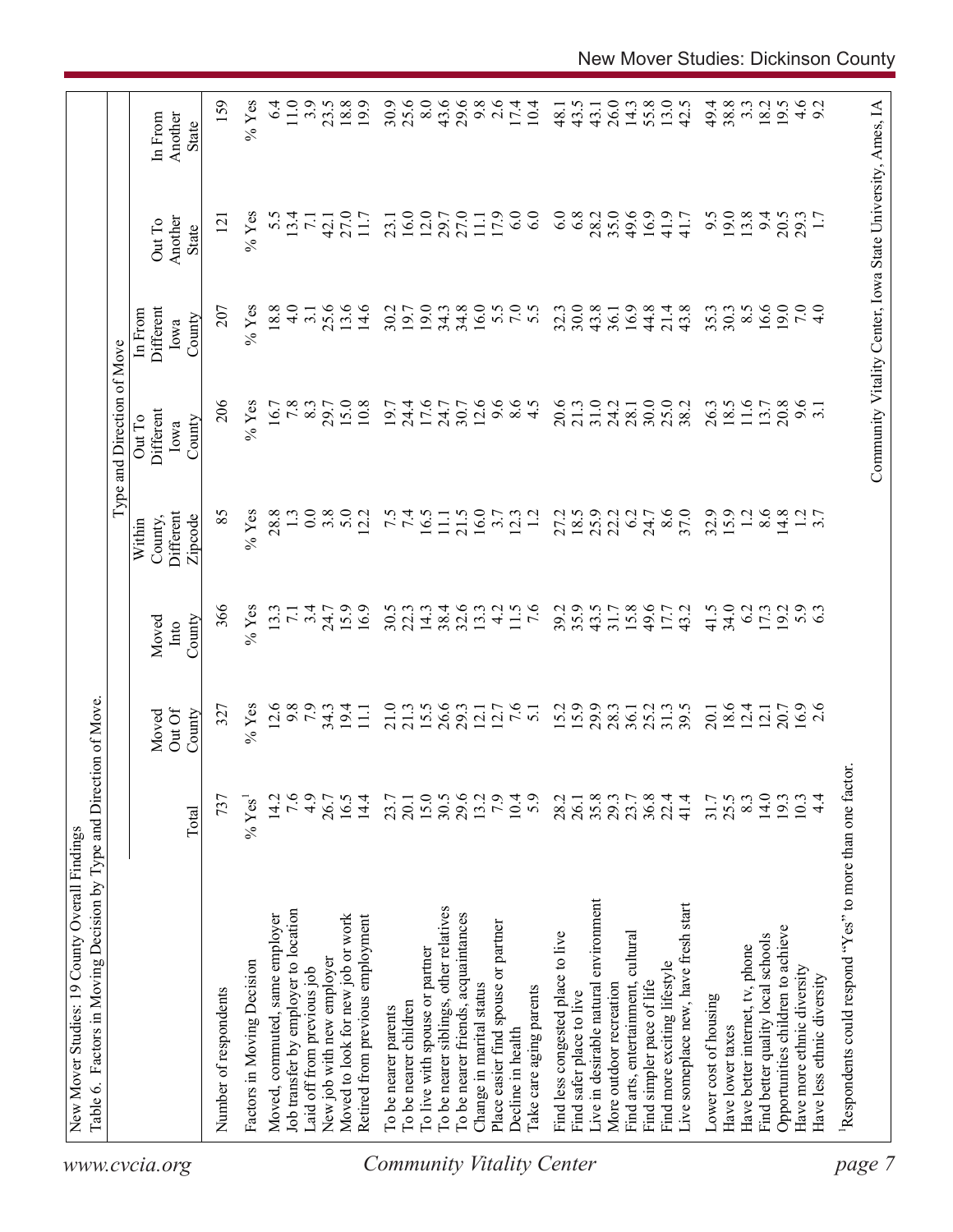New Mover Studies: 19 County Overall Findings

Table 6. Factors in Moving Decision by Type and Direction of Move.

| | | | | Type and Direction of Move | | | | |
|---|---|---|---|---|---|---|---|---|
| | Total | Moved Out Of County | Moved Into County | Within County, Different Zipcode | Out To Different Iowa County | In From Different Iowa County | Out To Another State | In From Another State |
| Number of respondents | 737 | 327 | 366 | 85 | 206 | 207 | 121 | 159 |
| Factors in Moving Decision | % Yes[1] | % Yes | % Yes | % Yes | % Yes | % Yes | % Yes | % Yes |
| Moved, commuted, same employer | 14.2 | 12.6 | 13.3 | 28.8 | 16.7 | 18.8 | 5.5 | 6.4 |
| Job transfer by employer to location | 7.6 | 9.8 | 7.1 | 1.3 | 7.8 | 4.0 | 13.4 | 11.0 |
| Laid off from previous job | 4.9 | 7.9 | 3.4 | 0.0 | 8.3 | 3.1 | 7.1 | 3.9 |
| New job with new employer | 26.7 | 34.3 | 24.7 | 3.8 | 29.7 | 25.6 | 42.1 | 23.5 |
| Moved to look for new job or work | 16.5 | 19.4 | 15.9 | 5.0 | 15.0 | 13.6 | 27.0 | 18.8 |
| Retired from previous employment | 14.4 | 11.1 | 16.9 | 12.2 | 10.8 | 14.6 | 11.7 | 19.9 |
| To be nearer parents | 23.7 | 21.0 | 30.5 | 7.5 | 19.7 | 30.2 | 23.1 | 30.9 |
| To be nearer children | 20.1 | 21.3 | 22.3 | 7.4 | 24.4 | 19.7 | 16.0 | 25.6 |
| To live with spouse or partner | 15.0 | 15.5 | 14.3 | 16.5 | 17.6 | 19.0 | 12.0 | 8.0 |
| To be nearer siblings, other relatives | 30.5 | 26.6 | 38.4 | 11.1 | 24.7 | 34.3 | 29.7 | 43.6 |
| To be nearer friends, acquaintances | 29.6 | 29.3 | 32.6 | 21.5 | 30.7 | 34.8 | 27.0 | 29.6 |
| Change in marital status | 13.2 | 12.1 | 13.3 | 16.0 | 12.6 | 16.0 | 11.1 | 9.8 |
| Place easier find spouse or partner | 7.9 | 12.7 | 4.2 | 3.7 | 9.6 | 5.5 | 17.9 | 2.6 |
| Decline in health | 10.4 | 7.6 | 11.5 | 12.3 | 8.6 | 7.0 | 6.0 | 17.4 |
| Take care aging parents | 5.9 | 5.1 | 7.6 | 1.2 | 4.5 | 5.5 | 6.0 | 10.4 |
| Find less congested place to live | 28.2 | 15.2 | 39.2 | 27.2 | 20.6 | 32.3 | 6.0 | 48.1 |
| Find safer place to live | 26.1 | 15.9 | 35.9 | 18.5 | 21.3 | 30.0 | 6.8 | 43.5 |
| Live in desirable natural environment | 35.8 | 29.9 | 43.5 | 25.9 | 31.0 | 43.8 | 28.2 | 43.1 |
| More outdoor recreation | 29.3 | 28.3 | 31.7 | 22.2 | 24.2 | 36.1 | 35.0 | 26.0 |
| Find arts, entertainment, cultural | 23.7 | 36.1 | 15.8 | 6.2 | 28.1 | 16.9 | 49.6 | 14.3 |
| Find simpler pace of life | 36.8 | 25.2 | 49.6 | 24.7 | 30.0 | 44.8 | 16.9 | 55.8 |
| Find more exciting lifestyle | 22.4 | 31.3 | 17.7 | 8.6 | 25.0 | 21.4 | 41.9 | 13.0 |
| Live someplace new, have fresh start | 41.4 | 39.5 | 43.2 | 37.0 | 38.2 | 43.8 | 41.7 | 42.5 |
| Lower cost of housing | 31.7 | 20.1 | 41.5 | 32.9 | 26.3 | 35.3 | 9.5 | 49.4 |
| Have lower taxes | 25.5 | 18.6 | 34.0 | 15.9 | 18.5 | 30.3 | 19.0 | 38.8 |
| Have better internet, tv, phone | 8.3 | 12.4 | 6.2 | 1.2 | 11.6 | 8.5 | 13.8 | 3.3 |
| Find better quality local schools | 14.0 | 12.1 | 17.3 | 8.6 | 13.7 | 16.6 | 9.4 | 18.2 |
| Opportunities children to achieve | 19.3 | 20.7 | 19.2 | 14.8 | 20.8 | 19.0 | 20.5 | 19.5 |
| Have more ethnic diversity | 10.3 | 16.9 | 5.9 | 1.2 | 9.6 | 7.0 | 29.3 | 4.6 |
| Have less ethnic diversity | 4.4 | 2.6 | 6.3 | 3.7 | 3.1 | 4.0 | 1.7 | 9.2 |

[1]Respondents could respond "Yes" to more than one factor.

Community Vitality Center, Iowa State University, Ames, IA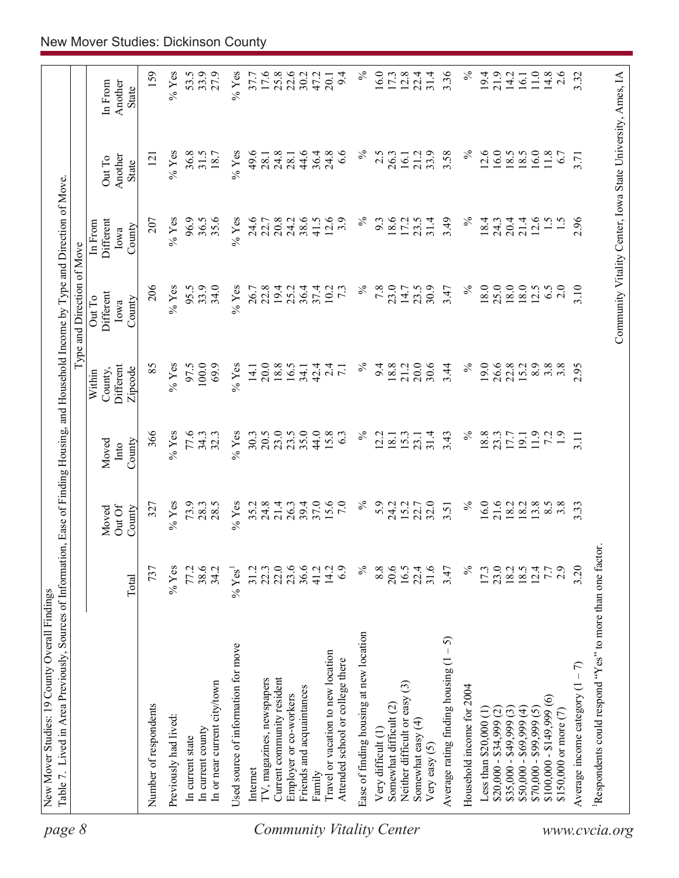New Mover Studies: 19 County Overall Findings

Table 7. Lived in Area Previously, Sources of Information, Ease of Finding Housing, and Household Income by Type and Direction of Move.

| | | | | Type and Direction of Move | | | | |
|---|---|---|---|---|---|---|---|---|
| | Total | Moved Out Of County | Moved Into County | Within County, Different Zipcode | Out To Different Iowa County | In From Different Iowa County | Out To Another State | In From Another State |
| Number of respondents | 737 | 327 | 366 | 85 | 206 | 207 | 121 | 159 |
| Previously had lived: | % Yes | % Yes | % Yes | % Yes | % Yes | % Yes | % Yes | % Yes |
| In current state | 77.2 | 73.9 | 77.6 | 97.5 | 95.5 | 96.9 | 36.8 | 53.5 |
| In current county | 38.6 | 28.3 | 34.3 | 100.0 | 33.9 | 36.5 | 31.5 | 33.9 |
| In or near current city/town | 34.2 | 28.5 | 32.3 | 69.9 | 34.0 | 35.6 | 18.7 | 27.9 |
| Used source of information for move | % Yes[1] | % Yes | % Yes | % Yes | % Yes | % Yes | % Yes | % Yes |
| Internet | 31.2 | 35.2 | 30.3 | 14.1 | 26.7 | 24.6 | 49.6 | 37.7 |
| TV, magazines, newspapers | 22.3 | 24.8 | 20.5 | 20.0 | 22.8 | 22.7 | 28.1 | 17.6 |
| Current community resident | 22.0 | 21.4 | 23.0 | 18.8 | 19.4 | 20.8 | 24.8 | 25.8 |
| Employer or co-workers | 23.6 | 26.3 | 23.5 | 16.5 | 25.2 | 24.2 | 28.1 | 22.6 |
| Friends and acquaintances | 36.6 | 39.4 | 35.0 | 34.1 | 36.4 | 38.6 | 44.6 | 30.2 |
| Family | 41.2 | 37.0 | 44.0 | 42.4 | 37.4 | 41.5 | 36.4 | 47.2 |
| Travel or vacation to new location | 14.2 | 15.6 | 15.8 | 2.4 | 10.2 | 12.6 | 24.8 | 20.1 |
| Attended school or college there | 6.9 | 7.0 | 6.3 | 7.1 | 7.3 | 3.9 | 6.6 | 9.4 |
| Ease of finding housing at new location | % | % | % | % | % | % | % | % |
| Very difficult (1) | 8.8 | 5.9 | 12.2 | 9.4 | 7.8 | 9.3 | 2.5 | 16.0 |
| Somewhat difficult (2) | 20.6 | 24.2 | 18.1 | 18.8 | 23.0 | 18.6 | 26.3 | 17.3 |
| Neither difficult or easy (3) | 16.5 | 15.2 | 15.3 | 21.2 | 14.7 | 17.2 | 16.1 | 12.8 |
| Somewhat easy (4) | 22.4 | 22.7 | 23.1 | 20.0 | 23.5 | 23.5 | 21.2 | 22.4 |
| Very easy (5) | 31.6 | 32.0 | 31.4 | 30.6 | 30.9 | 31.4 | 33.9 | 31.4 |
| Average rating finding housing (1 – 5) | 3.47 | 3.51 | 3.43 | 3.44 | 3.47 | 3.49 | 3.58 | 3.36 |
| Household income for 2004 | % | % | % | % | % | % | % | % |
| Less than $20,000 (1) | 17.3 | 16.0 | 18.8 | 19.0 | 18.0 | 18.4 | 12.6 | 19.4 |
| $20,000 - $34,999 (2) | 23.0 | 21.6 | 23.3 | 26.6 | 25.0 | 24.3 | 16.0 | 21.9 |
| $35,000 - $49,999 (3) | 18.2 | 18.2 | 17.7 | 22.8 | 18.0 | 20.4 | 18.5 | 14.2 |
| $50,000 - $69,999 (4) | 18.5 | 18.2 | 19.1 | 15.2 | 18.0 | 21.4 | 18.5 | 16.1 |
| $70,000 - $99,999 (5) | 12.4 | 13.8 | 11.9 | 8.9 | 12.5 | 12.6 | 16.0 | 11.0 |
| $100,000 - $149,999 (6) | 7.7 | 8.5 | 7.2 | 3.8 | 6.5 | 1.5 | 11.8 | 14.8 |
| $150,000 or more (7) | 2.9 | 3.8 | 1.9 | 3.8 | 2.0 | 1.5 | 6.7 | 2.6 |
| Average income category (1 – 7) | 3.20 | 3.33 | 3.11 | 2.95 | 3.10 | 2.96 | 3.71 | 3.32 |

[1]Respondents could respond "Yes" to more than one factor.

Community Vitality Center, Iowa State University, Ames, IA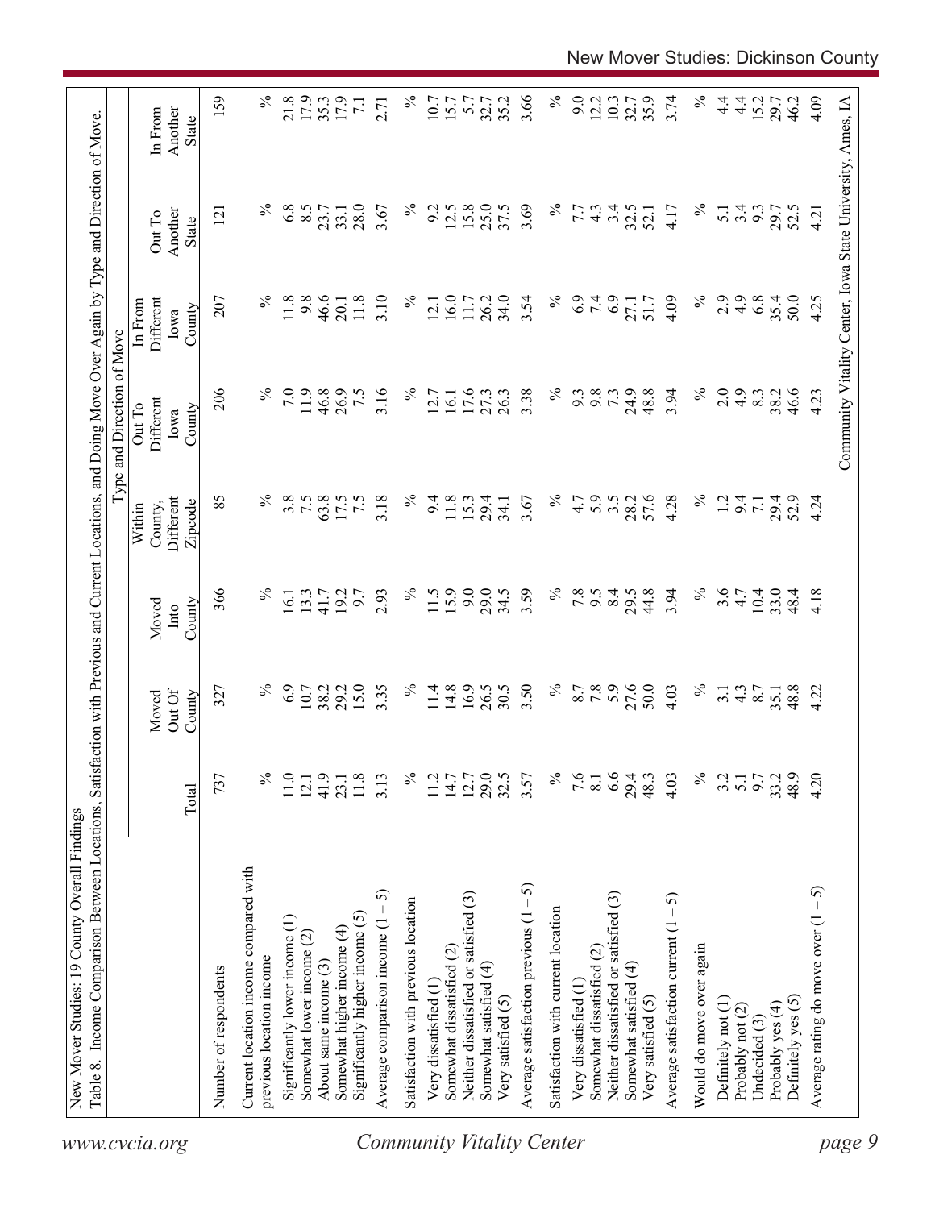New Mover Studies: 19 County Overall Findings

Table 8. Income Comparison Between Locations, Satisfaction with Previous and Current Locations, and Doing Move Over Again by Type and Direction of Move.

| | | | | Type and Direction of Move | | | | |
|---|---|---|---|---|---|---|---|---|
| | Total | Moved Out Of County | Moved Into County | Within County, Different Zipcode | Out To Different Iowa County | In From Different Iowa County | Out To Another State | In From Another State |
| Number of respondents | 737 | 327 | 366 | 85 | 206 | 207 | 121 | 159 |
| Current location income compared with previous location income | % | % | % | % | % | % | % | % |
| Significantly lower income (1) | 11.0 | 6.9 | 16.1 | 3.8 | 7.0 | 11.8 | 6.8 | 21.8 |
| Somewhat lower income (2) | 12.1 | 10.7 | 13.3 | 7.5 | 11.9 | 9.8 | 8.5 | 17.9 |
| About same income (3) | 41.9 | 38.2 | 41.7 | 63.8 | 46.8 | 46.6 | 23.7 | 35.3 |
| Somewhat higher income (4) | 23.1 | 29.2 | 19.2 | 17.5 | 26.9 | 20.1 | 33.1 | 17.9 |
| Significantly higher income (5) | 11.8 | 15.0 | 9.7 | 7.5 | 7.5 | 11.8 | 28.0 | 7.1 |
| Average comparison income (1 – 5) | 3.13 | 3.35 | 2.93 | 3.18 | 3.16 | 3.10 | 3.67 | 2.71 |
| Satisfaction with previous location | % | % | % | % | % | % | % | % |
| Very dissatisfied (1) | 11.2 | 11.4 | 11.5 | 9.4 | 12.7 | 12.1 | 9.2 | 10.7 |
| Somewhat dissatisfied (2) | 14.7 | 14.8 | 15.9 | 11.8 | 16.1 | 16.0 | 12.5 | 15.7 |
| Neither dissatisfied or satisfied (3) | 12.7 | 16.9 | 9.0 | 15.3 | 17.6 | 11.7 | 15.8 | 5.7 |
| Somewhat satisfied (4) | 29.0 | 26.5 | 29.0 | 29.4 | 27.3 | 26.2 | 25.0 | 32.7 |
| Very satisfied (5) | 32.5 | 30.5 | 34.5 | 34.1 | 26.3 | 34.0 | 37.5 | 35.2 |
| Average satisfaction previous (1 – 5) | 3.57 | 3.50 | 3.59 | 3.67 | 3.38 | 3.54 | 3.69 | 3.66 |
| Satisfaction with current location | % | % | % | % | % | % | % | % |
| Very dissatisfied (1) | 7.6 | 8.7 | 7.8 | 4.7 | 9.3 | 6.9 | 7.7 | 9.0 |
| Somewhat dissatisfied (2) | 8.1 | 7.8 | 9.5 | 5.9 | 9.8 | 7.4 | 4.3 | 12.2 |
| Neither dissatisfied or satisfied (3) | 6.6 | 5.9 | 8.4 | 3.5 | 7.3 | 6.9 | 3.4 | 10.3 |
| Somewhat satisfied (4) | 29.4 | 27.6 | 29.5 | 28.2 | 24.9 | 27.1 | 32.5 | 32.7 |
| Very satisfied (5) | 48.3 | 50.0 | 44.8 | 57.6 | 48.8 | 51.7 | 52.1 | 35.9 |
| Average satisfaction current (1 – 5) | 4.03 | 4.03 | 3.94 | 4.28 | 3.94 | 4.09 | 4.17 | 3.74 |
| Would do move over again | % | % | % | % | % | % | % | % |
| Definitely not (1) | 3.2 | 3.1 | 3.6 | 1.2 | 2.0 | 2.9 | 5.1 | 4.4 |
| Probably not (2) | 5.1 | 4.3 | 4.7 | 9.4 | 4.9 | 4.9 | 3.4 | 4.4 |
| Undecided (3) | 9.7 | 8.7 | 10.4 | 7.1 | 8.3 | 6.8 | 9.3 | 15.2 |
| Probably yes (4) | 33.2 | 35.1 | 33.0 | 29.4 | 38.2 | 35.4 | 29.7 | 29.7 |
| Definitely yes (5) | 48.9 | 48.8 | 48.4 | 52.9 | 46.6 | 50.0 | 52.5 | 46.2 |
| Average rating do move over (1 – 5) | 4.20 | 4.22 | 4.18 | 4.24 | 4.23 | 4.25 | 4.21 | 4.09 |

Community Vitality Center, Iowa State University, Ames, IA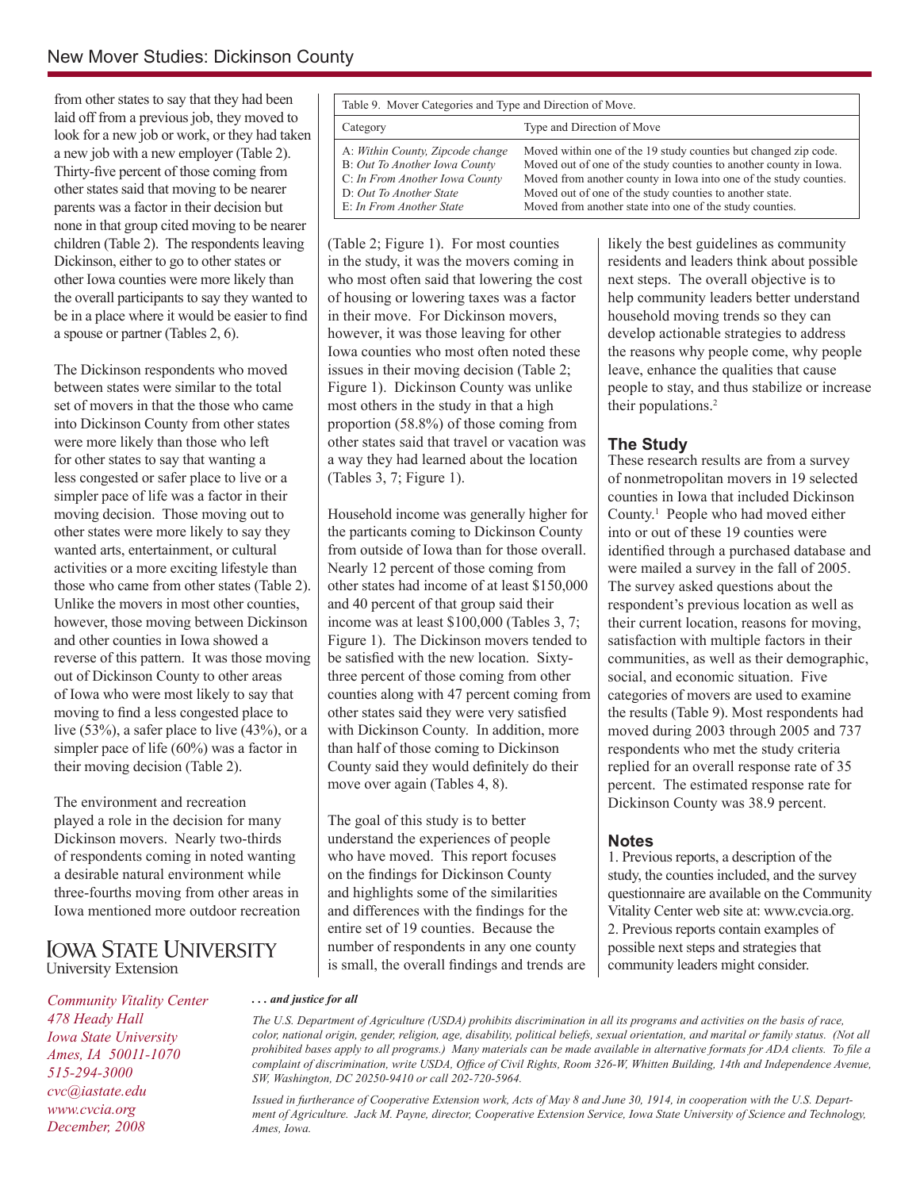from other states to say that they had been laid off from a previous job, they moved to look for a new job or work, or they had taken a new job with a new employer (Table 2). Thirty-five percent of those coming from other states said that moving to be nearer parents was a factor in their decision but none in that group cited moving to be nearer children (Table 2). The respondents leaving Dickinson, either to go to other states or other Iowa counties were more likely than the overall participants to say they wanted to be in a place where it would be easier to find a spouse or partner (Tables 2, 6).

The Dickinson respondents who moved between states were similar to the total set of movers in that the those who came into Dickinson County from other states were more likely than those who left for other states to say that wanting a less congested or safer place to live or a simpler pace of life was a factor in their moving decision. Those moving out to other states were more likely to say they wanted arts, entertainment, or cultural activities or a more exciting lifestyle than those who came from other states (Table 2). Unlike the movers in most other counties, however, those moving between Dickinson and other counties in Iowa showed a reverse of this pattern. It was those moving out of Dickinson County to other areas of Iowa who were most likely to say that moving to find a less congested place to live (53%), a safer place to live (43%), or a simpler pace of life (60%) was a factor in their moving decision (Table 2).

The environment and recreation played a role in the decision for many Dickinson movers. Nearly two-thirds of respondents coming in noted wanting a desirable natural environment while three-fourths moving from other areas in Iowa mentioned more outdoor recreation (Table 2; Figure 1). For most counties in the study, it was the movers coming in who most often said that lowering the cost of housing or lowering taxes was a factor in their move. For Dickinson movers, however, it was those leaving for other Iowa counties who most often noted these issues in their moving decision (Table 2; Figure 1). Dickinson County was unlike most others in the study in that a high proportion (58.8%) of those coming from other states said that travel or vacation was a way they had learned about the location (Tables 3, 7; Figure 1).

Household income was generally higher for the particants coming to Dickinson County from outside of Iowa than for those overall. Nearly 12 percent of those coming from other states had income of at least $150,000 and 40 percent of that group said their income was at least $100,000 (Tables 3, 7; Figure 1). The Dickinson movers tended to be satisfied with the new location. Sixty-three percent of those coming from other counties along with 47 percent coming from other states said they were very satisfied with Dickinson County. In addition, more than half of those coming to Dickinson County said they would definitely do their move over again (Tables 4, 8).

The goal of this study is to better understand the experiences of people who have moved. This report focuses on the findings for Dickinson County and highlights some of the similarities and differences with the findings for the entire set of 19 counties. Because the number of respondents in any one county is small, the overall findings and trends are likely the best guidelines as community residents and leaders think about possible next steps. The overall objective is to help community leaders better understand household moving trends so they can develop actionable strategies to address the reasons why people come, why people leave, enhance the qualities that cause people to stay, and thus stabilize or increase their populations.[2]

Table 9. Mover Categories and Type and Direction of Move.

| Category | Type and Direction of Move |
|---|---|
| A: *Within County, Zipcode change* | Moved within one of the 19 study counties but changed zip code. |
| B: *Out To Another Iowa County* | Moved out of one of the study counties to another county in Iowa. |
| C: *In From Another Iowa County* | Moved from another county in Iowa into one of the study counties. |
| D: *Out To Another State* | Moved out of one of the study counties to another state. |
| E: *In From Another State* | Moved from another state into one of the study counties. |

## The Study

These research results are from a survey of nonmetropolitan movers in 19 selected counties in Iowa that included Dickinson County.[1] People who had moved either into or out of these 19 counties were identified through a purchased database and were mailed a survey in the fall of 2005. The survey asked questions about the respondent's previous location as well as their current location, reasons for moving, satisfaction with multiple factors in their communities, as well as their demographic, social, and economic situation. Five categories of movers are used to examine the results (Table 9). Most respondents had moved during 2003 through 2005 and 737 respondents who met the study criteria replied for an overall response rate of 35 percent. The estimated response rate for Dickinson County was 38.9 percent.

## Notes

1. Previous reports, a description of the study, the counties included, and the survey questionnaire are available on the Community Vitality Center web site at: www.cvcia.org.
2. Previous reports contain examples of possible next steps and strategies that community leaders might consider.

IOWA STATE UNIVERSITY
University Extension

*Community Vitality Center*
*478 Heady Hall*
*Iowa State University*
*Ames, IA 50011-1070*
*515-294-3000*
*cvc@iastate.edu*
*www.cvcia.org*
*December, 2008*

***. . . and justice for all***

*The U.S. Department of Agriculture (USDA) prohibits discrimination in all its programs and activities on the basis of race, color, national origin, gender, religion, age, disability, political beliefs, sexual orientation, and marital or family status. (Not all prohibited bases apply to all programs.) Many materials can be made available in alternative formats for ADA clients. To file a complaint of discrimination, write USDA, Office of Civil Rights, Room 326-W, Whitten Building, 14th and Independence Avenue, SW, Washington, DC 20250-9410 or call 202-720-5964.*

*Issued in furtherance of Cooperative Extension work, Acts of May 8 and June 30, 1914, in cooperation with the U.S. Department of Agriculture. Jack M. Payne, director, Cooperative Extension Service, Iowa State University of Science and Technology, Ames, Iowa.*